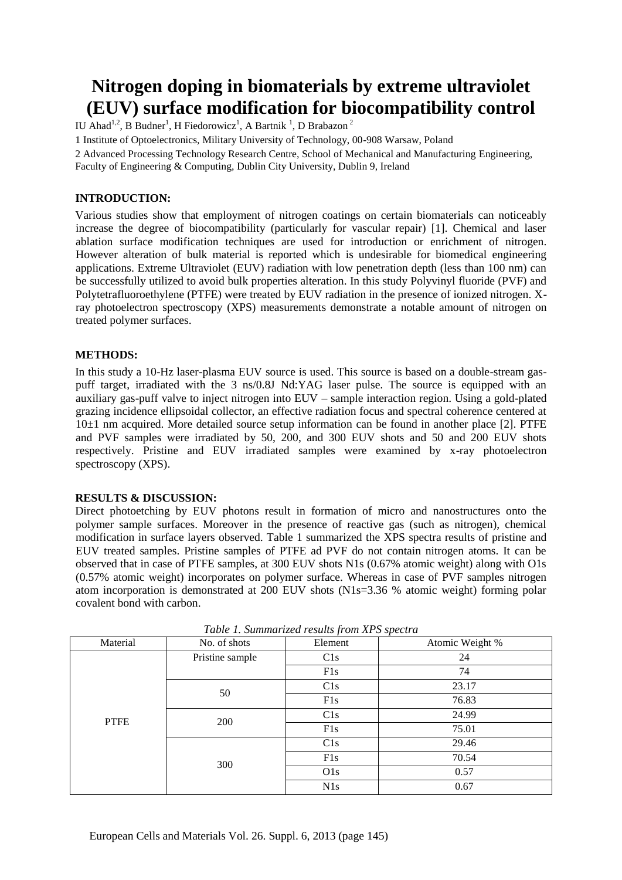# Nitrogen doping in biomaterials by extreme ultraviolet (EUV) surface modification for biocompatibility control

IU Ahad[1,2], B Budner[1], H Fiedorowicz[1], A Bartnik [1], D Brabazon [2]

1 Institute of Optoelectronics, Military University of Technology, 00-908 Warsaw, Poland

2 Advanced Processing Technology Research Centre, School of Mechanical and Manufacturing Engineering, Faculty of Engineering & Computing, Dublin City University, Dublin 9, Ireland

### INTRODUCTION:

Various studies show that employment of nitrogen coatings on certain biomaterials can noticeably increase the degree of biocompatibility (particularly for vascular repair) [1]. Chemical and laser ablation surface modification techniques are used for introduction or enrichment of nitrogen. However alteration of bulk material is reported which is undesirable for biomedical engineering applications. Extreme Ultraviolet (EUV) radiation with low penetration depth (less than 100 nm) can be successfully utilized to avoid bulk properties alteration. In this study Polyvinyl fluoride (PVF) and Polytetrafluoroethylene (PTFE) were treated by EUV radiation in the presence of ionized nitrogen. X-ray photoelectron spectroscopy (XPS) measurements demonstrate a notable amount of nitrogen on treated polymer surfaces.

### METHODS:

In this study a 10-Hz laser-plasma EUV source is used. This source is based on a double-stream gas-puff target, irradiated with the 3 ns/0.8J Nd:YAG laser pulse. The source is equipped with an auxiliary gas-puff valve to inject nitrogen into EUV – sample interaction region. Using a gold-plated grazing incidence ellipsoidal collector, an effective radiation focus and spectral coherence centered at 10±1 nm acquired. More detailed source setup information can be found in another place [2]. PTFE and PVF samples were irradiated by 50, 200, and 300 EUV shots and 50 and 200 EUV shots respectively. Pristine and EUV irradiated samples were examined by x-ray photoelectron spectroscopy (XPS).

### RESULTS & DISCUSSION:

Direct photoetching by EUV photons result in formation of micro and nanostructures onto the polymer sample surfaces. Moreover in the presence of reactive gas (such as nitrogen), chemical modification in surface layers observed. Table 1 summarized the XPS spectra results of pristine and EUV treated samples. Pristine samples of PTFE ad PVF do not contain nitrogen atoms. It can be observed that in case of PTFE samples, at 300 EUV shots N1s (0.67% atomic weight) along with O1s (0.57% atomic weight) incorporates on polymer surface. Whereas in case of PVF samples nitrogen atom incorporation is demonstrated at 200 EUV shots (N1s=3.36 % atomic weight) forming polar covalent bond with carbon.

*Table 1. Summarized results from XPS spectra*

| Material | No. of shots | Element | Atomic Weight % |
|---|---|---|---|
| PTFE | Pristine sample | C1s | 24 |
| | | F1s | 74 |
| | 50 | C1s | 23.17 |
| | | F1s | 76.83 |
| | 200 | C1s | 24.99 |
| | | F1s | 75.01 |
| | 300 | C1s | 29.46 |
| | | F1s | 70.54 |
| | | O1s | 0.57 |
| | | N1s | 0.67 |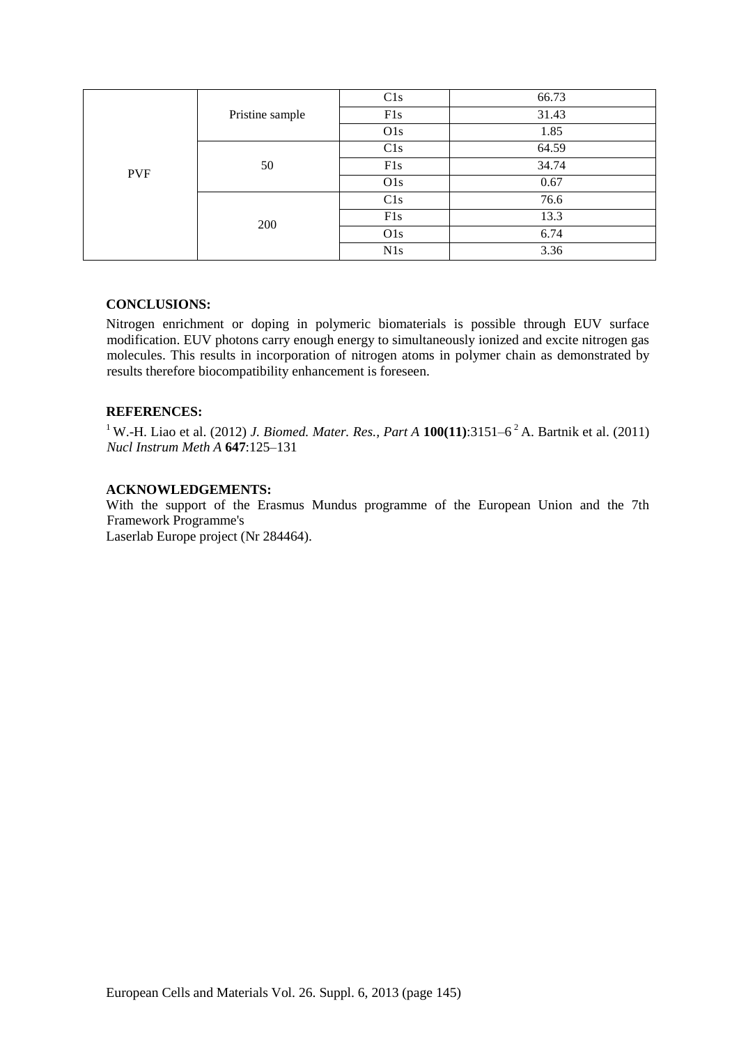| | | | |
|---|---|---|---|
| PVF | Pristine sample | C1s | 66.73 |
| | | F1s | 31.43 |
| | | O1s | 1.85 |
| | 50 | C1s | 64.59 |
| | | F1s | 34.74 |
| | | O1s | 0.67 |
| | 200 | C1s | 76.6 |
| | | F1s | 13.3 |
| | | O1s | 6.74 |
| | | N1s | 3.36 |

**CONCLUSIONS:**

Nitrogen enrichment or doping in polymeric biomaterials is possible through EUV surface modification. EUV photons carry enough energy to simultaneously ionized and excite nitrogen gas molecules. This results in incorporation of nitrogen atoms in polymer chain as demonstrated by results therefore biocompatibility enhancement is foreseen.

**REFERENCES:**

[1] W.-H. Liao et al. (2012) *J. Biomed. Mater. Res., Part A* **100(11)**:3151–6 [2] A. Bartnik et al. (2011) *Nucl Instrum Meth A* **647**:125–131

**ACKNOWLEDGEMENTS:**

With the support of the Erasmus Mundus programme of the European Union and the 7th Framework Programme's
Laserlab Europe project (Nr 284464).